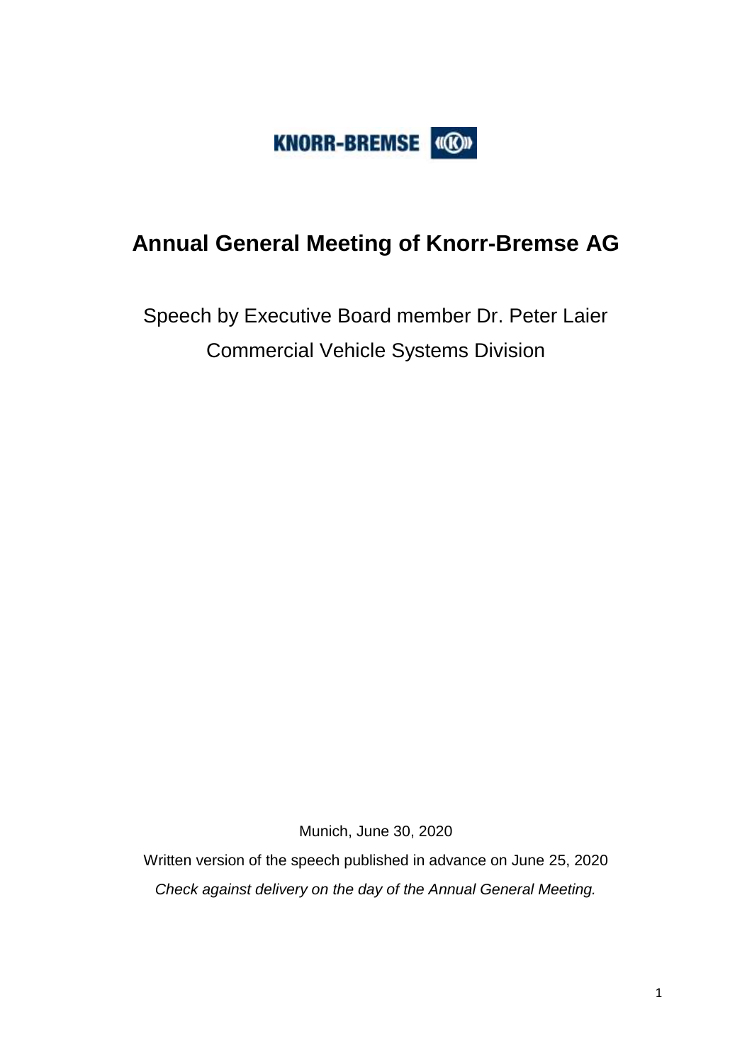KNORR-BREMSE

# Annual General Meeting of Knorr-Bremse AG

Speech by Executive Board member Dr. Peter Laier

Commercial Vehicle Systems Division

Munich, June 30, 2020

Written version of the speech published in advance on June 25, 2020

*Check against delivery on the day of the Annual General Meeting.*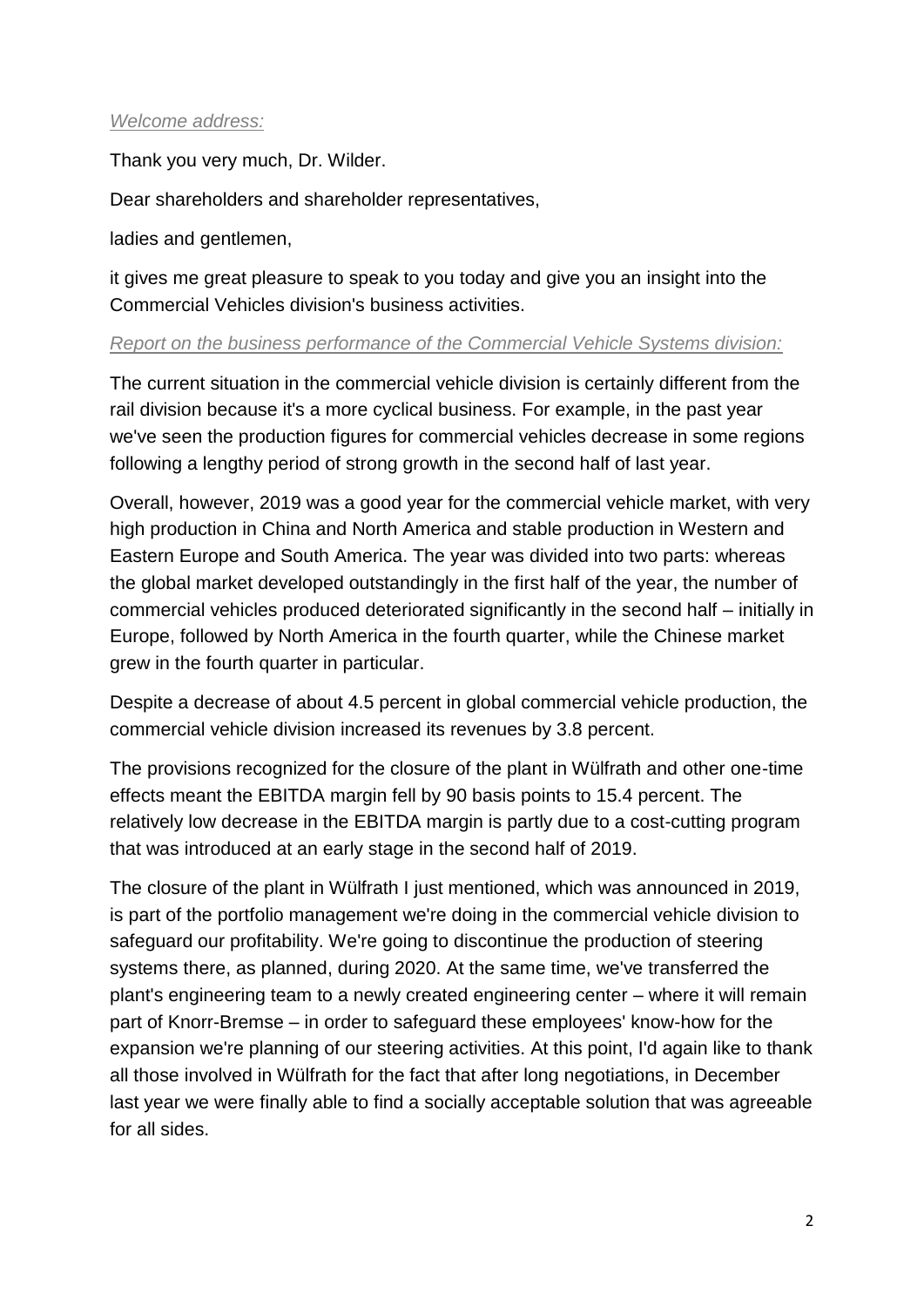*Welcome address:*

Thank you very much, Dr. Wilder.

Dear shareholders and shareholder representatives,

ladies and gentlemen,

it gives me great pleasure to speak to you today and give you an insight into the Commercial Vehicles division's business activities.

*Report on the business performance of the Commercial Vehicle Systems division:*

The current situation in the commercial vehicle division is certainly different from the rail division because it's a more cyclical business. For example, in the past year we've seen the production figures for commercial vehicles decrease in some regions following a lengthy period of strong growth in the second half of last year.

Overall, however, 2019 was a good year for the commercial vehicle market, with very high production in China and North America and stable production in Western and Eastern Europe and South America. The year was divided into two parts: whereas the global market developed outstandingly in the first half of the year, the number of commercial vehicles produced deteriorated significantly in the second half – initially in Europe, followed by North America in the fourth quarter, while the Chinese market grew in the fourth quarter in particular.

Despite a decrease of about 4.5 percent in global commercial vehicle production, the commercial vehicle division increased its revenues by 3.8 percent.

The provisions recognized for the closure of the plant in Wülfrath and other one-time effects meant the EBITDA margin fell by 90 basis points to 15.4 percent. The relatively low decrease in the EBITDA margin is partly due to a cost-cutting program that was introduced at an early stage in the second half of 2019.

The closure of the plant in Wülfrath I just mentioned, which was announced in 2019, is part of the portfolio management we're doing in the commercial vehicle division to safeguard our profitability. We're going to discontinue the production of steering systems there, as planned, during 2020. At the same time, we've transferred the plant's engineering team to a newly created engineering center – where it will remain part of Knorr-Bremse – in order to safeguard these employees' know-how for the expansion we're planning of our steering activities. At this point, I'd again like to thank all those involved in Wülfrath for the fact that after long negotiations, in December last year we were finally able to find a socially acceptable solution that was agreeable for all sides.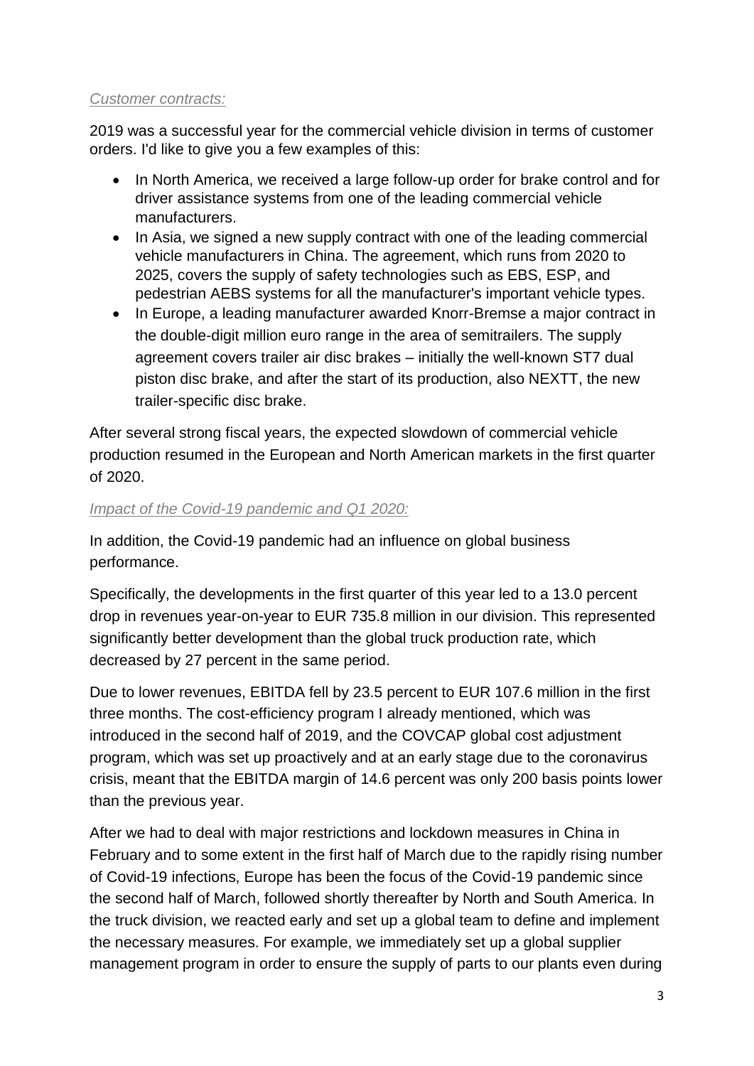*Customer contracts:*

2019 was a successful year for the commercial vehicle division in terms of customer orders. I'd like to give you a few examples of this:

- In North America, we received a large follow-up order for brake control and for driver assistance systems from one of the leading commercial vehicle manufacturers.
- In Asia, we signed a new supply contract with one of the leading commercial vehicle manufacturers in China. The agreement, which runs from 2020 to 2025, covers the supply of safety technologies such as EBS, ESP, and pedestrian AEBS systems for all the manufacturer's important vehicle types.
- In Europe, a leading manufacturer awarded Knorr-Bremse a major contract in the double-digit million euro range in the area of semitrailers. The supply agreement covers trailer air disc brakes – initially the well-known ST7 dual piston disc brake, and after the start of its production, also NEXTT, the new trailer-specific disc brake.

After several strong fiscal years, the expected slowdown of commercial vehicle production resumed in the European and North American markets in the first quarter of 2020.

*Impact of the Covid-19 pandemic and Q1 2020:*

In addition, the Covid-19 pandemic had an influence on global business performance.

Specifically, the developments in the first quarter of this year led to a 13.0 percent drop in revenues year-on-year to EUR 735.8 million in our division. This represented significantly better development than the global truck production rate, which decreased by 27 percent in the same period.

Due to lower revenues, EBITDA fell by 23.5 percent to EUR 107.6 million in the first three months. The cost-efficiency program I already mentioned, which was introduced in the second half of 2019, and the COVCAP global cost adjustment program, which was set up proactively and at an early stage due to the coronavirus crisis, meant that the EBITDA margin of 14.6 percent was only 200 basis points lower than the previous year.

After we had to deal with major restrictions and lockdown measures in China in February and to some extent in the first half of March due to the rapidly rising number of Covid-19 infections, Europe has been the focus of the Covid-19 pandemic since the second half of March, followed shortly thereafter by North and South America. In the truck division, we reacted early and set up a global team to define and implement the necessary measures. For example, we immediately set up a global supplier management program in order to ensure the supply of parts to our plants even during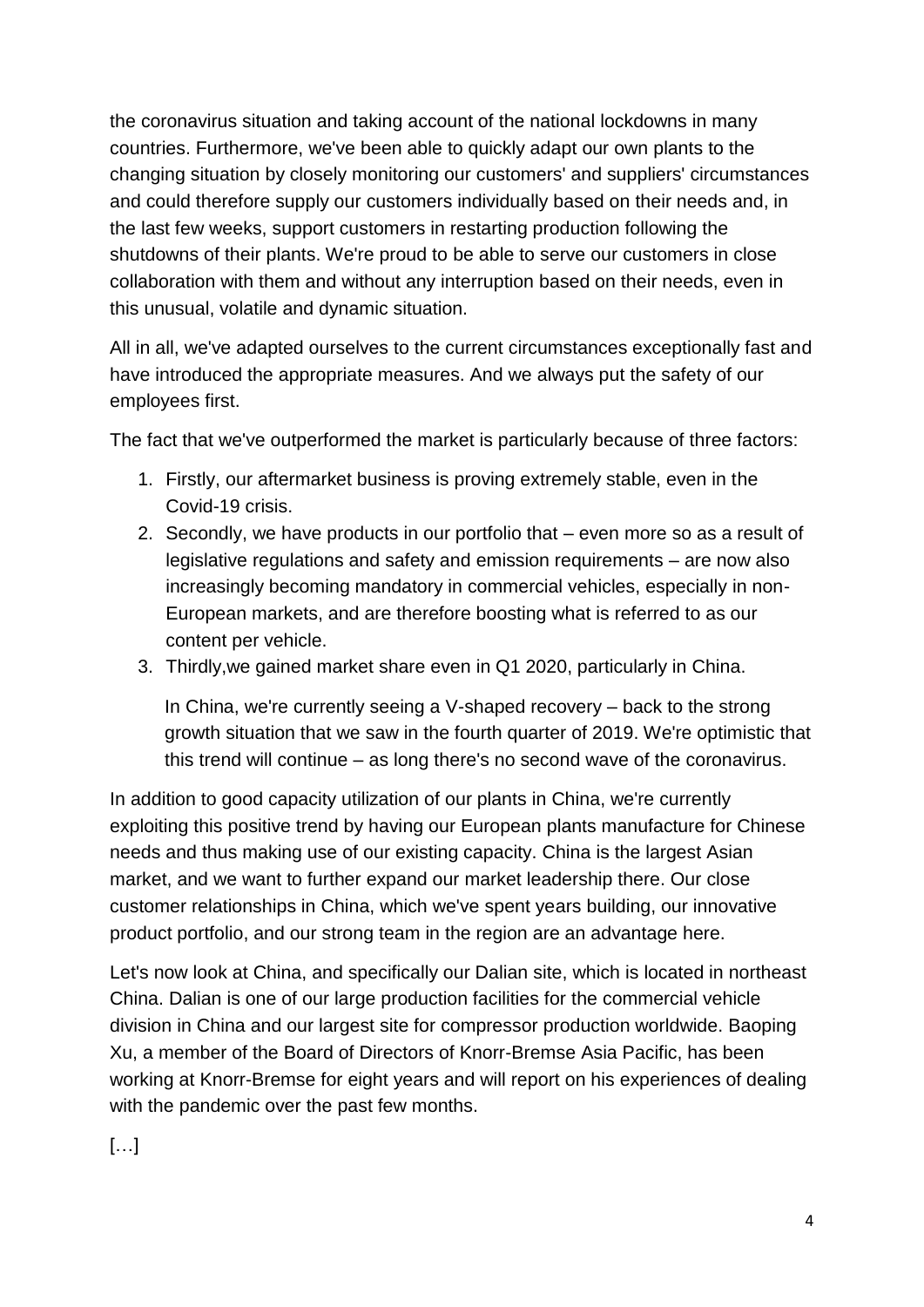the coronavirus situation and taking account of the national lockdowns in many countries. Furthermore, we've been able to quickly adapt our own plants to the changing situation by closely monitoring our customers' and suppliers' circumstances and could therefore supply our customers individually based on their needs and, in the last few weeks, support customers in restarting production following the shutdowns of their plants. We're proud to be able to serve our customers in close collaboration with them and without any interruption based on their needs, even in this unusual, volatile and dynamic situation.

All in all, we've adapted ourselves to the current circumstances exceptionally fast and have introduced the appropriate measures. And we always put the safety of our employees first.

The fact that we've outperformed the market is particularly because of three factors:

1. Firstly, our aftermarket business is proving extremely stable, even in the Covid-19 crisis.
2. Secondly, we have products in our portfolio that – even more so as a result of legislative regulations and safety and emission requirements – are now also increasingly becoming mandatory in commercial vehicles, especially in non-European markets, and are therefore boosting what is referred to as our content per vehicle.
3. Thirdly,we gained market share even in Q1 2020, particularly in China.

   In China, we're currently seeing a V-shaped recovery – back to the strong growth situation that we saw in the fourth quarter of 2019. We're optimistic that this trend will continue – as long there's no second wave of the coronavirus.

In addition to good capacity utilization of our plants in China, we're currently exploiting this positive trend by having our European plants manufacture for Chinese needs and thus making use of our existing capacity. China is the largest Asian market, and we want to further expand our market leadership there. Our close customer relationships in China, which we've spent years building, our innovative product portfolio, and our strong team in the region are an advantage here.

Let's now look at China, and specifically our Dalian site, which is located in northeast China. Dalian is one of our large production facilities for the commercial vehicle division in China and our largest site for compressor production worldwide. Baoping Xu, a member of the Board of Directors of Knorr-Bremse Asia Pacific, has been working at Knorr-Bremse for eight years and will report on his experiences of dealing with the pandemic over the past few months.

[…]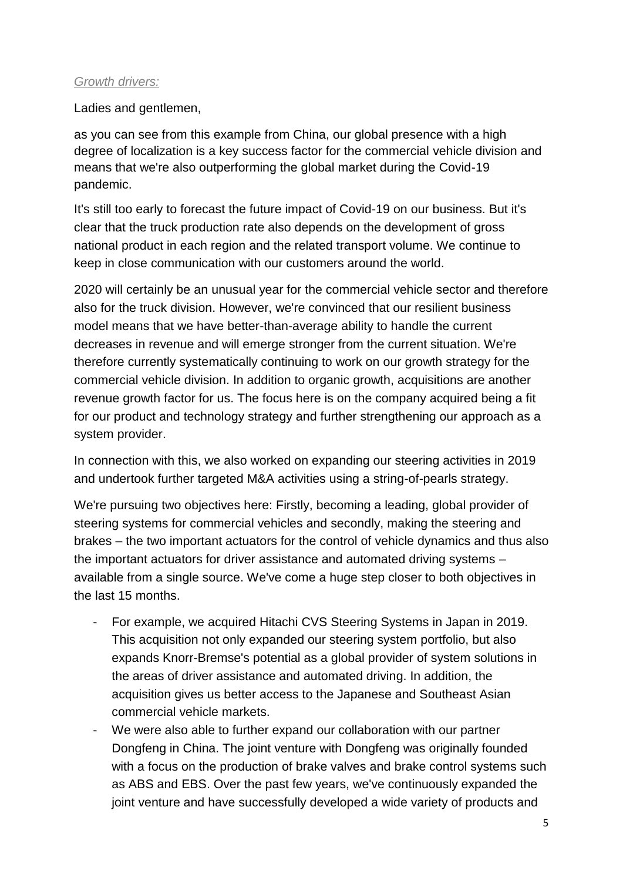*Growth drivers:*

Ladies and gentlemen,

as you can see from this example from China, our global presence with a high degree of localization is a key success factor for the commercial vehicle division and means that we're also outperforming the global market during the Covid-19 pandemic.

It's still too early to forecast the future impact of Covid-19 on our business. But it's clear that the truck production rate also depends on the development of gross national product in each region and the related transport volume. We continue to keep in close communication with our customers around the world.

2020 will certainly be an unusual year for the commercial vehicle sector and therefore also for the truck division. However, we're convinced that our resilient business model means that we have better-than-average ability to handle the current decreases in revenue and will emerge stronger from the current situation. We're therefore currently systematically continuing to work on our growth strategy for the commercial vehicle division. In addition to organic growth, acquisitions are another revenue growth factor for us. The focus here is on the company acquired being a fit for our product and technology strategy and further strengthening our approach as a system provider.

In connection with this, we also worked on expanding our steering activities in 2019 and undertook further targeted M&A activities using a string-of-pearls strategy.

We're pursuing two objectives here: Firstly, becoming a leading, global provider of steering systems for commercial vehicles and secondly, making the steering and brakes – the two important actuators for the control of vehicle dynamics and thus also the important actuators for driver assistance and automated driving systems – available from a single source. We've come a huge step closer to both objectives in the last 15 months.

- For example, we acquired Hitachi CVS Steering Systems in Japan in 2019. This acquisition not only expanded our steering system portfolio, but also expands Knorr-Bremse's potential as a global provider of system solutions in the areas of driver assistance and automated driving. In addition, the acquisition gives us better access to the Japanese and Southeast Asian commercial vehicle markets.
- We were also able to further expand our collaboration with our partner Dongfeng in China. The joint venture with Dongfeng was originally founded with a focus on the production of brake valves and brake control systems such as ABS and EBS. Over the past few years, we've continuously expanded the joint venture and have successfully developed a wide variety of products and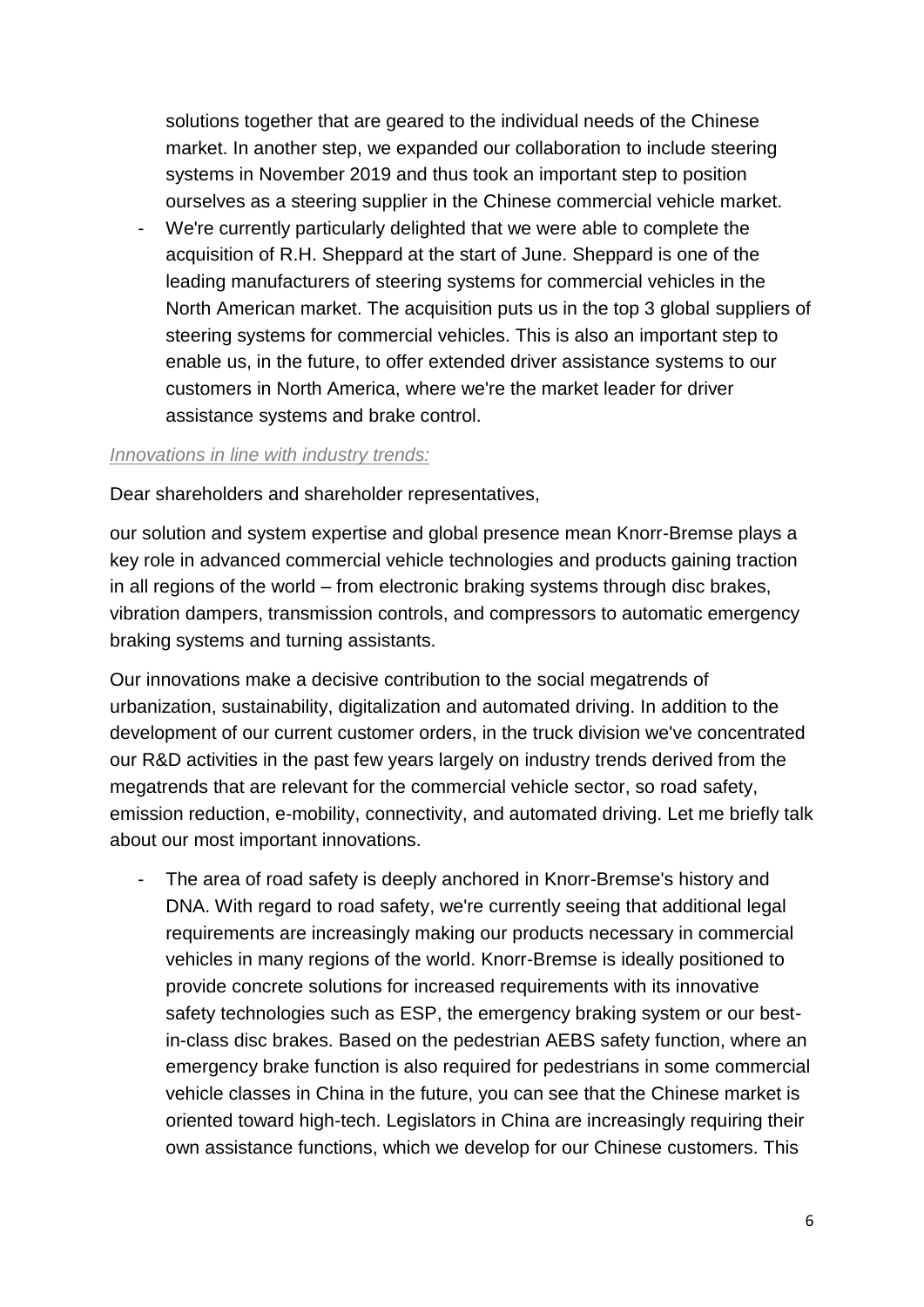solutions together that are geared to the individual needs of the Chinese market. In another step, we expanded our collaboration to include steering systems in November 2019 and thus took an important step to position ourselves as a steering supplier in the Chinese commercial vehicle market.

- We're currently particularly delighted that we were able to complete the acquisition of R.H. Sheppard at the start of June. Sheppard is one of the leading manufacturers of steering systems for commercial vehicles in the North American market. The acquisition puts us in the top 3 global suppliers of steering systems for commercial vehicles. This is also an important step to enable us, in the future, to offer extended driver assistance systems to our customers in North America, where we're the market leader for driver assistance systems and brake control.

*Innovations in line with industry trends:*

Dear shareholders and shareholder representatives,

our solution and system expertise and global presence mean Knorr-Bremse plays a key role in advanced commercial vehicle technologies and products gaining traction in all regions of the world – from electronic braking systems through disc brakes, vibration dampers, transmission controls, and compressors to automatic emergency braking systems and turning assistants.

Our innovations make a decisive contribution to the social megatrends of urbanization, sustainability, digitalization and automated driving. In addition to the development of our current customer orders, in the truck division we've concentrated our R&D activities in the past few years largely on industry trends derived from the megatrends that are relevant for the commercial vehicle sector, so road safety, emission reduction, e-mobility, connectivity, and automated driving. Let me briefly talk about our most important innovations.

- The area of road safety is deeply anchored in Knorr-Bremse's history and DNA. With regard to road safety, we're currently seeing that additional legal requirements are increasingly making our products necessary in commercial vehicles in many regions of the world. Knorr-Bremse is ideally positioned to provide concrete solutions for increased requirements with its innovative safety technologies such as ESP, the emergency braking system or our best-in-class disc brakes. Based on the pedestrian AEBS safety function, where an emergency brake function is also required for pedestrians in some commercial vehicle classes in China in the future, you can see that the Chinese market is oriented toward high-tech. Legislators in China are increasingly requiring their own assistance functions, which we develop for our Chinese customers. This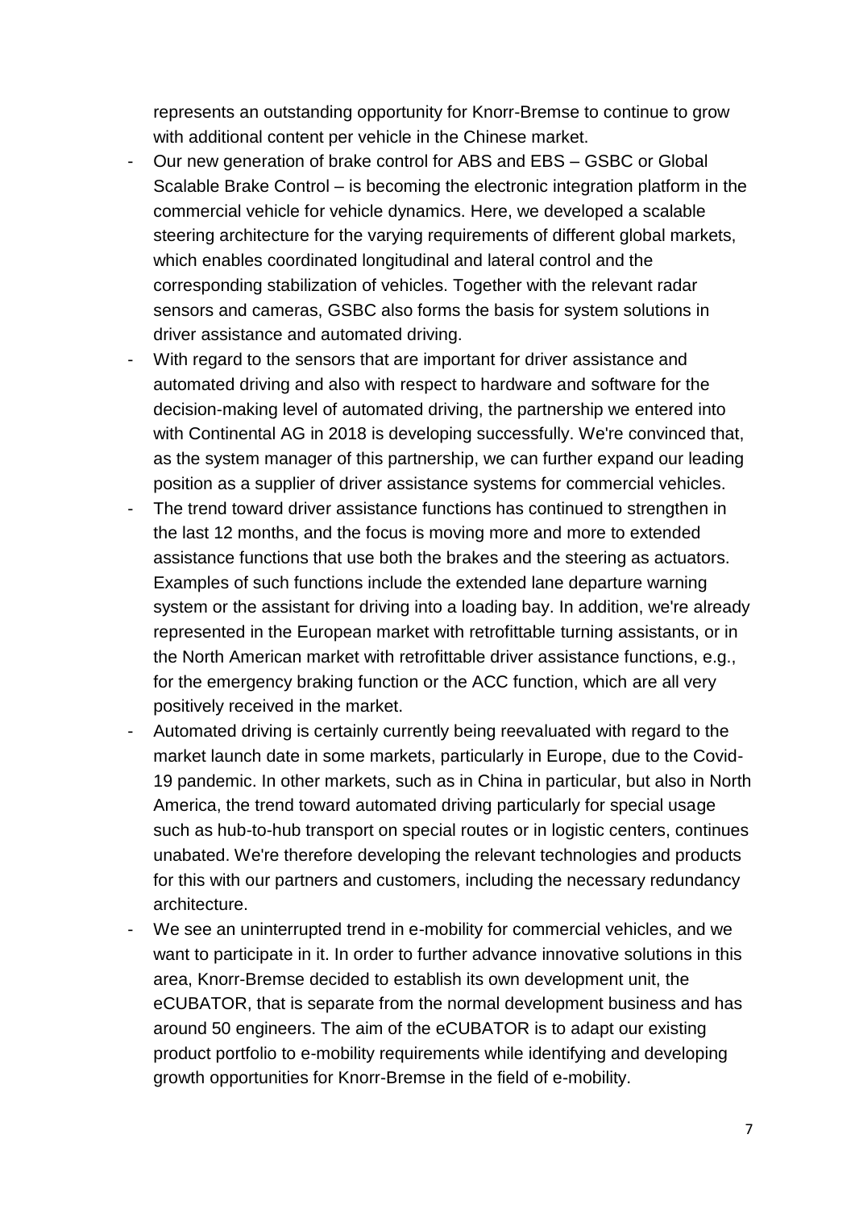represents an outstanding opportunity for Knorr-Bremse to continue to grow with additional content per vehicle in the Chinese market.

- Our new generation of brake control for ABS and EBS – GSBC or Global Scalable Brake Control – is becoming the electronic integration platform in the commercial vehicle for vehicle dynamics. Here, we developed a scalable steering architecture for the varying requirements of different global markets, which enables coordinated longitudinal and lateral control and the corresponding stabilization of vehicles. Together with the relevant radar sensors and cameras, GSBC also forms the basis for system solutions in driver assistance and automated driving.
- With regard to the sensors that are important for driver assistance and automated driving and also with respect to hardware and software for the decision-making level of automated driving, the partnership we entered into with Continental AG in 2018 is developing successfully. We're convinced that, as the system manager of this partnership, we can further expand our leading position as a supplier of driver assistance systems for commercial vehicles.
- The trend toward driver assistance functions has continued to strengthen in the last 12 months, and the focus is moving more and more to extended assistance functions that use both the brakes and the steering as actuators. Examples of such functions include the extended lane departure warning system or the assistant for driving into a loading bay. In addition, we're already represented in the European market with retrofittable turning assistants, or in the North American market with retrofittable driver assistance functions, e.g., for the emergency braking function or the ACC function, which are all very positively received in the market.
- Automated driving is certainly currently being reevaluated with regard to the market launch date in some markets, particularly in Europe, due to the Covid-19 pandemic. In other markets, such as in China in particular, but also in North America, the trend toward automated driving particularly for special usage such as hub-to-hub transport on special routes or in logistic centers, continues unabated. We're therefore developing the relevant technologies and products for this with our partners and customers, including the necessary redundancy architecture.
- We see an uninterrupted trend in e-mobility for commercial vehicles, and we want to participate in it. In order to further advance innovative solutions in this area, Knorr-Bremse decided to establish its own development unit, the eCUBATOR, that is separate from the normal development business and has around 50 engineers. The aim of the eCUBATOR is to adapt our existing product portfolio to e-mobility requirements while identifying and developing growth opportunities for Knorr-Bremse in the field of e-mobility.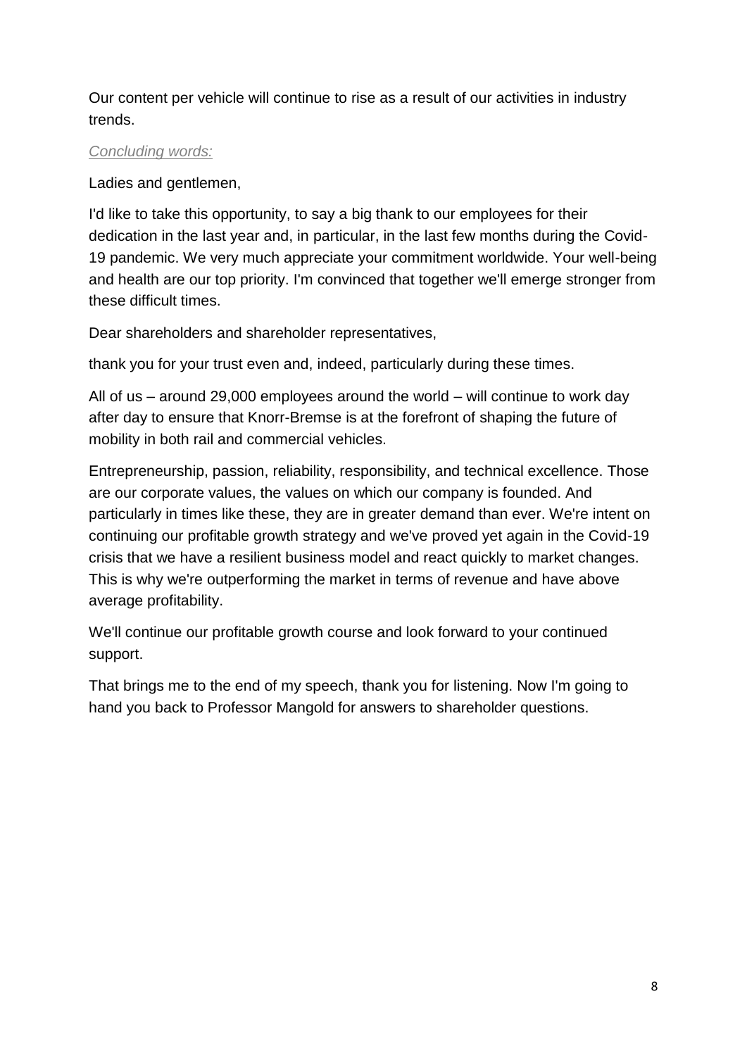Our content per vehicle will continue to rise as a result of our activities in industry trends.

*Concluding words:*

Ladies and gentlemen,

I'd like to take this opportunity, to say a big thank to our employees for their dedication in the last year and, in particular, in the last few months during the Covid-19 pandemic. We very much appreciate your commitment worldwide. Your well-being and health are our top priority. I'm convinced that together we'll emerge stronger from these difficult times.

Dear shareholders and shareholder representatives,

thank you for your trust even and, indeed, particularly during these times.

All of us – around 29,000 employees around the world – will continue to work day after day to ensure that Knorr-Bremse is at the forefront of shaping the future of mobility in both rail and commercial vehicles.

Entrepreneurship, passion, reliability, responsibility, and technical excellence. Those are our corporate values, the values on which our company is founded. And particularly in times like these, they are in greater demand than ever. We're intent on continuing our profitable growth strategy and we've proved yet again in the Covid-19 crisis that we have a resilient business model and react quickly to market changes. This is why we're outperforming the market in terms of revenue and have above average profitability.

We'll continue our profitable growth course and look forward to your continued support.

That brings me to the end of my speech, thank you for listening. Now I'm going to hand you back to Professor Mangold for answers to shareholder questions.